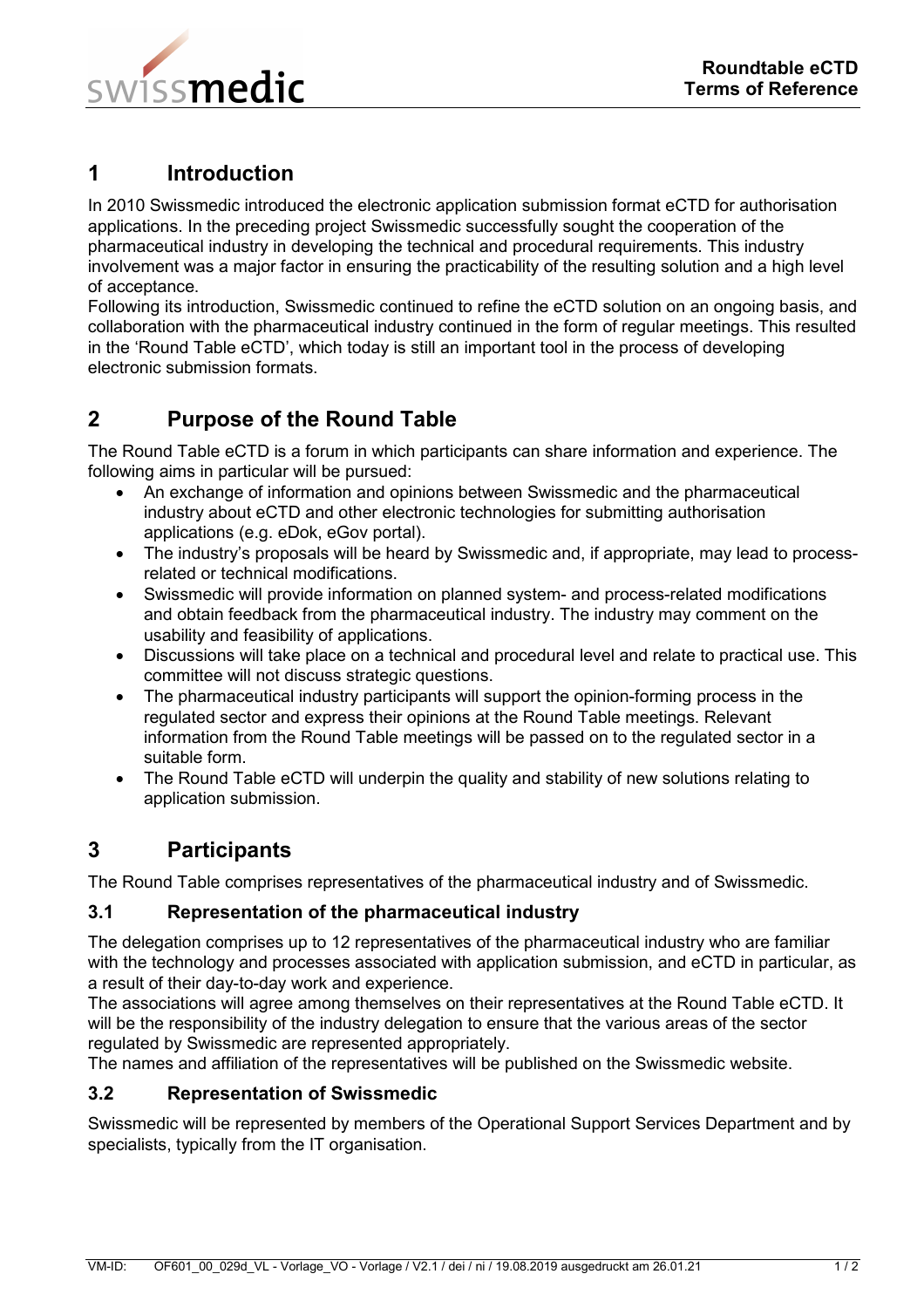# 1 Introduction

In 2010 Swissmedic introduced the electronic application submission format eCTD for authorisation applications. In the preceding project Swissmedic successfully sought the cooperation of the pharmaceutical industry in developing the technical and procedural requirements. This industry involvement was a major factor in ensuring the practicability of the resulting solution and a high level of acceptance.

Following its introduction, Swissmedic continued to refine the eCTD solution on an ongoing basis, and collaboration with the pharmaceutical industry continued in the form of regular meetings. This resulted in the 'Round Table eCTD', which today is still an important tool in the process of developing electronic submission formats.

# 2 Purpose of the Round Table

The Round Table eCTD is a forum in which participants can share information and experience. The following aims in particular will be pursued:

- An exchange of information and opinions between Swissmedic and the pharmaceutical industry about eCTD and other electronic technologies for submitting authorisation applications (e.g. eDok, eGov portal).
- The industry's proposals will be heard by Swissmedic and, if appropriate, may lead to process-related or technical modifications.
- Swissmedic will provide information on planned system- and process-related modifications and obtain feedback from the pharmaceutical industry. The industry may comment on the usability and feasibility of applications.
- Discussions will take place on a technical and procedural level and relate to practical use. This committee will not discuss strategic questions.
- The pharmaceutical industry participants will support the opinion-forming process in the regulated sector and express their opinions at the Round Table meetings. Relevant information from the Round Table meetings will be passed on to the regulated sector in a suitable form.
- The Round Table eCTD will underpin the quality and stability of new solutions relating to application submission.

# 3 Participants

The Round Table comprises representatives of the pharmaceutical industry and of Swissmedic.

## 3.1 Representation of the pharmaceutical industry

The delegation comprises up to 12 representatives of the pharmaceutical industry who are familiar with the technology and processes associated with application submission, and eCTD in particular, as a result of their day-to-day work and experience.

The associations will agree among themselves on their representatives at the Round Table eCTD. It will be the responsibility of the industry delegation to ensure that the various areas of the sector regulated by Swissmedic are represented appropriately.

The names and affiliation of the representatives will be published on the Swissmedic website.

## 3.2 Representation of Swissmedic

Swissmedic will be represented by members of the Operational Support Services Department and by specialists, typically from the IT organisation.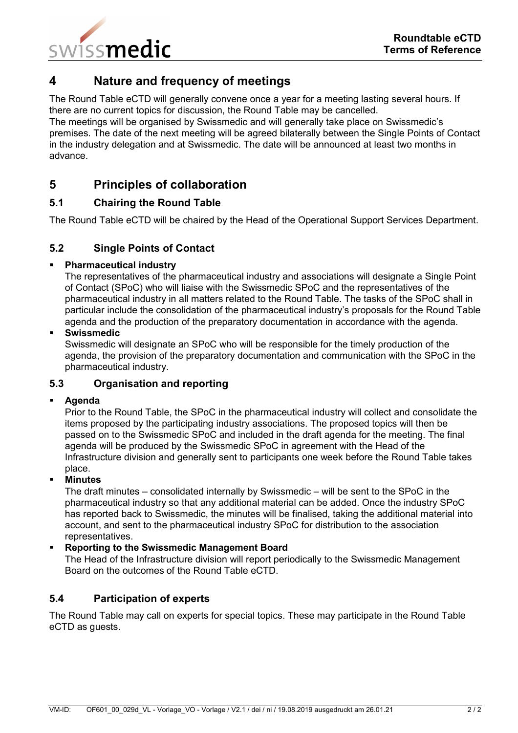## 4 Nature and frequency of meetings

The Round Table eCTD will generally convene once a year for a meeting lasting several hours. If there are no current topics for discussion, the Round Table may be cancelled.
The meetings will be organised by Swissmedic and will generally take place on Swissmedic's premises. The date of the next meeting will be agreed bilaterally between the Single Points of Contact in the industry delegation and at Swissmedic. The date will be announced at least two months in advance.

## 5 Principles of collaboration

### 5.1 Chairing the Round Table

The Round Table eCTD will be chaired by the Head of the Operational Support Services Department.

### 5.2 Single Points of Contact

- **Pharmaceutical industry**
  The representatives of the pharmaceutical industry and associations will designate a Single Point of Contact (SPoC) who will liaise with the Swissmedic SPoC and the representatives of the pharmaceutical industry in all matters related to the Round Table. The tasks of the SPoC shall in particular include the consolidation of the pharmaceutical industry's proposals for the Round Table agenda and the production of the preparatory documentation in accordance with the agenda.
- **Swissmedic**
  Swissmedic will designate an SPoC who will be responsible for the timely production of the agenda, the provision of the preparatory documentation and communication with the SPoC in the pharmaceutical industry.

### 5.3 Organisation and reporting

- **Agenda**
  Prior to the Round Table, the SPoC in the pharmaceutical industry will collect and consolidate the items proposed by the participating industry associations. The proposed topics will then be passed on to the Swissmedic SPoC and included in the draft agenda for the meeting. The final agenda will be produced by the Swissmedic SPoC in agreement with the Head of the Infrastructure division and generally sent to participants one week before the Round Table takes place.
- **Minutes**
  The draft minutes – consolidated internally by Swissmedic – will be sent to the SPoC in the pharmaceutical industry so that any additional material can be added. Once the industry SPoC has reported back to Swissmedic, the minutes will be finalised, taking the additional material into account, and sent to the pharmaceutical industry SPoC for distribution to the association representatives.
- **Reporting to the Swissmedic Management Board**
  The Head of the Infrastructure division will report periodically to the Swissmedic Management Board on the outcomes of the Round Table eCTD.

### 5.4 Participation of experts

The Round Table may call on experts for special topics. These may participate in the Round Table eCTD as guests.